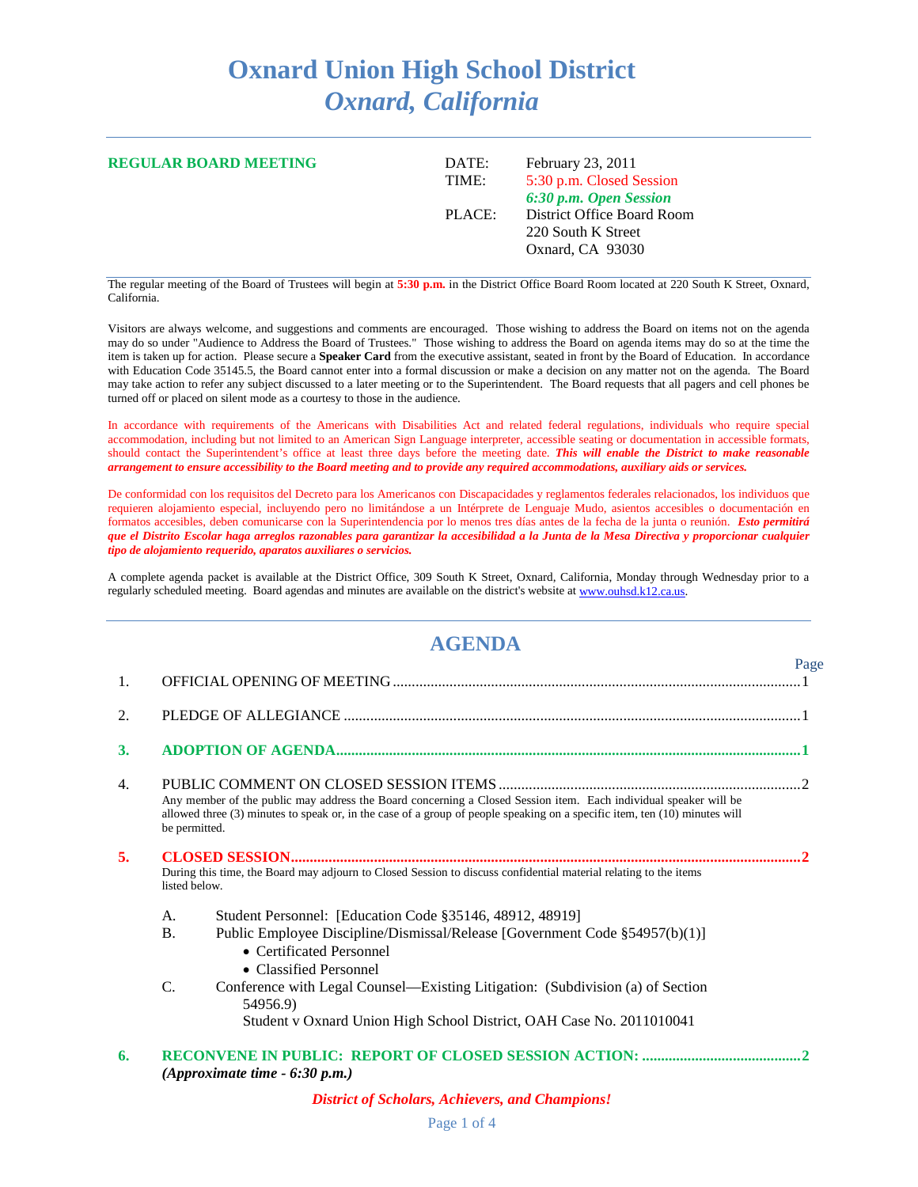# Oxnard Union High School District
## *Oxnard, California*

---

**REGULAR BOARD MEETING**

DATE: February 23, 2011
TIME: 5:30 p.m. Closed Session
***6:30 p.m. Open Session***
PLACE: District Office Board Room
220 South K Street
Oxnard, CA 93030

---

The regular meeting of the Board of Trustees will begin at **5:30 p.m.** in the District Office Board Room located at 220 South K Street, Oxnard, California.

Visitors are always welcome, and suggestions and comments are encouraged. Those wishing to address the Board on items not on the agenda may do so under "Audience to Address the Board of Trustees." Those wishing to address the Board on agenda items may do so at the time the item is taken up for action. Please secure a **Speaker Card** from the executive assistant, seated in front by the Board of Education. In accordance with Education Code 35145.5, the Board cannot enter into a formal discussion or make a decision on any matter not on the agenda. The Board may take action to refer any subject discussed to a later meeting or to the Superintendent. The Board requests that all pagers and cell phones be turned off or placed on silent mode as a courtesy to those in the audience.

In accordance with requirements of the Americans with Disabilities Act and related federal regulations, individuals who require special accommodation, including but not limited to an American Sign Language interpreter, accessible seating or documentation in accessible formats, should contact the Superintendent's office at least three days before the meeting date. ***This will enable the District to make reasonable arrangement to ensure accessibility to the Board meeting and to provide any required accommodations, auxiliary aids or services.***

De conformidad con los requisitos del Decreto para los Americanos con Discapacidades y reglamentos federales relacionados, los individuos que requieren alojamiento especial, incluyendo pero no limitándose a un Intérprete de Lenguaje Mudo, asientos accesibles o documentación en formatos accesibles, deben comunicarse con la Superintendencia por lo menos tres días antes de la fecha de la junta o reunión. ***Esto permitirá que el Distrito Escolar haga arreglos razonables para garantizar la accesibilidad a la Junta de la Mesa Directiva y proporcionar cualquier tipo de alojamiento requerido, aparatos auxiliares o servicios.***

A complete agenda packet is available at the District Office, 309 South K Street, Oxnard, California, Monday through Wednesday prior to a regularly scheduled meeting. Board agendas and minutes are available on the district's website at [www.ouhsd.k12.ca.us](www.ouhsd.k12.ca.us).

---

## AGENDA

Page

1. OFFICIAL OPENING OF MEETING .......... 1

2. PLEDGE OF ALLEGIANCE .......... 1

3. **ADOPTION OF AGENDA .......... 1**

4. PUBLIC COMMENT ON CLOSED SESSION ITEMS .......... 2
   Any member of the public may address the Board concerning a Closed Session item. Each individual speaker will be allowed three (3) minutes to speak or, in the case of a group of people speaking on a specific item, ten (10) minutes will be permitted.

5. **CLOSED SESSION .......... 2**
   During this time, the Board may adjourn to Closed Session to discuss confidential material relating to the items listed below.

   A. Student Personnel: [Education Code §35146, 48912, 48919]
   B. Public Employee Discipline/Dismissal/Release [Government Code §54957(b)(1)]
      - Certificated Personnel
      - Classified Personnel
   C. Conference with Legal Counsel—Existing Litigation: (Subdivision (a) of Section 54956.9)
      Student v Oxnard Union High School District, OAH Case No. 2011010041

6. **RECONVENE IN PUBLIC: REPORT OF CLOSED SESSION ACTION: .......... 2**
   ***(Approximate time - 6:30 p.m.)***

*District of Scholars, Achievers, and Champions!*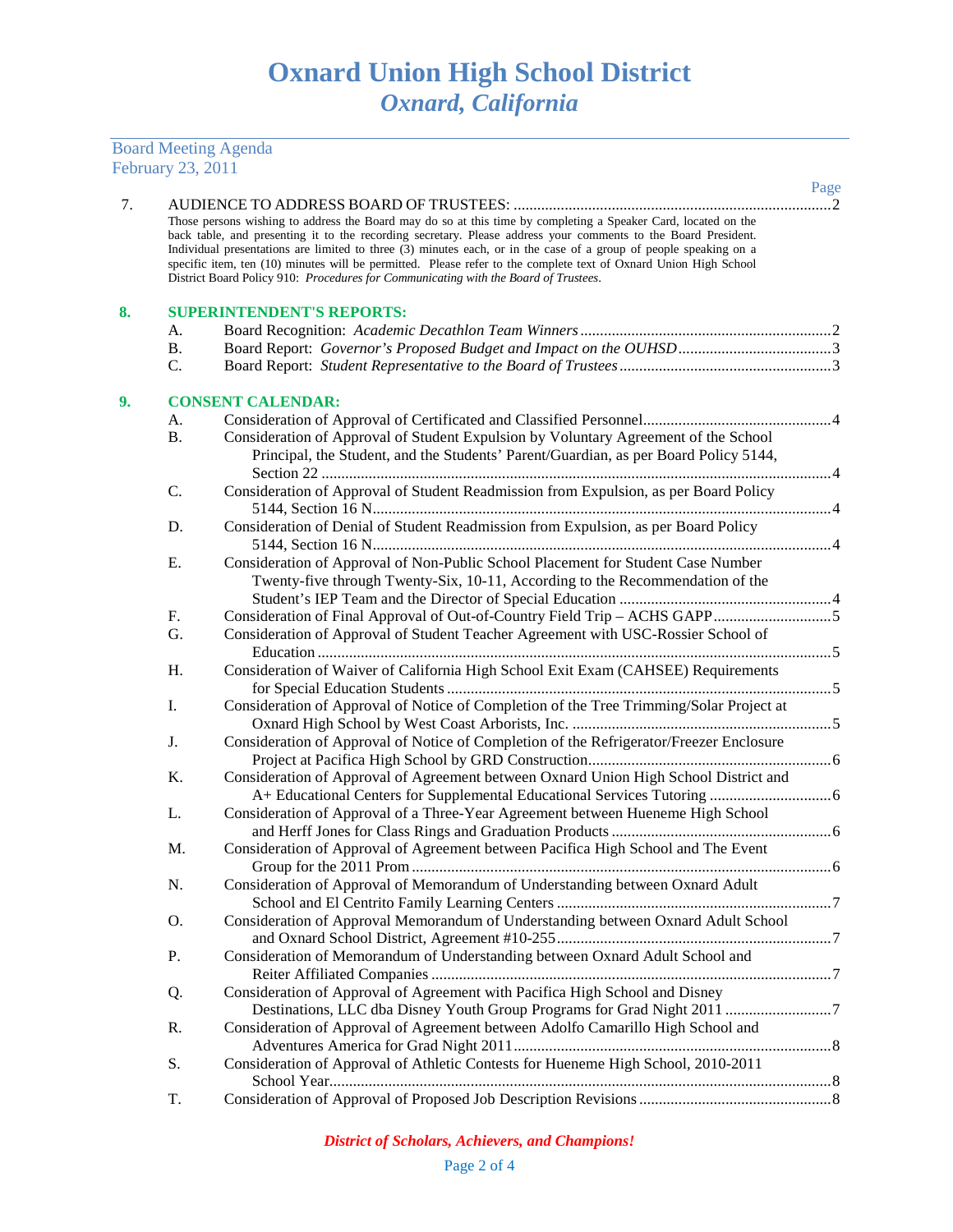# Oxnard Union High School District
## *Oxnard, California*

Board Meeting Agenda
February 23, 2011

| | | Page |
|---|---|---|
| 7. | AUDIENCE TO ADDRESS BOARD OF TRUSTEES: | 2 |

Those persons wishing to address the Board may do so at this time by completing a Speaker Card, located on the back table, and presenting it to the recording secretary. Please address your comments to the Board President. Individual presentations are limited to three (3) minutes each, or in the case of a group of people speaking on a specific item, ten (10) minutes will be permitted. Please refer to the complete text of Oxnard Union High School District Board Policy 910: *Procedures for Communicating with the Board of Trustees*.

**8. SUPERINTENDENT'S REPORTS:**

| | | Page |
|---|---|---|
| A. | Board Recognition: *Academic Decathlon Team Winners* | 2 |
| B. | Board Report: *Governor's Proposed Budget and Impact on the OUHSD* | 3 |
| C. | Board Report: *Student Representative to the Board of Trustees* | 3 |

**9. CONSENT CALENDAR:**

| | | Page |
|---|---|---|
| A. | Consideration of Approval of Certificated and Classified Personnel | 4 |
| B. | Consideration of Approval of Student Expulsion by Voluntary Agreement of the School Principal, the Student, and the Students' Parent/Guardian, as per Board Policy 5144, Section 22 | 4 |
| C. | Consideration of Approval of Student Readmission from Expulsion, as per Board Policy 5144, Section 16 N | 4 |
| D. | Consideration of Denial of Student Readmission from Expulsion, as per Board Policy 5144, Section 16 N | 4 |
| E. | Consideration of Approval of Non-Public School Placement for Student Case Number Twenty-five through Twenty-Six, 10-11, According to the Recommendation of the Student's IEP Team and the Director of Special Education | 4 |
| F. | Consideration of Final Approval of Out-of-Country Field Trip – ACHS GAPP | 5 |
| G. | Consideration of Approval of Student Teacher Agreement with USC-Rossier School of Education | 5 |
| H. | Consideration of Waiver of California High School Exit Exam (CAHSEE) Requirements for Special Education Students | 5 |
| I. | Consideration of Approval of Notice of Completion of the Tree Trimming/Solar Project at Oxnard High School by West Coast Arborists, Inc. | 5 |
| J. | Consideration of Approval of Notice of Completion of the Refrigerator/Freezer Enclosure Project at Pacifica High School by GRD Construction | 6 |
| K. | Consideration of Approval of Agreement between Oxnard Union High School District and A+ Educational Centers for Supplemental Educational Services Tutoring | 6 |
| L. | Consideration of Approval of a Three-Year Agreement between Hueneme High School and Herff Jones for Class Rings and Graduation Products | 6 |
| M. | Consideration of Approval of Agreement between Pacifica High School and The Event Group for the 2011 Prom | 6 |
| N. | Consideration of Approval of Memorandum of Understanding between Oxnard Adult School and El Centrito Family Learning Centers | 7 |
| O. | Consideration of Approval Memorandum of Understanding between Oxnard Adult School and Oxnard School District, Agreement #10-255 | 7 |
| P. | Consideration of Memorandum of Understanding between Oxnard Adult School and Reiter Affiliated Companies | 7 |
| Q. | Consideration of Approval of Agreement with Pacifica High School and Disney Destinations, LLC dba Disney Youth Group Programs for Grad Night 2011 | 7 |
| R. | Consideration of Approval of Agreement between Adolfo Camarillo High School and Adventures America for Grad Night 2011 | 8 |
| S. | Consideration of Approval of Athletic Contests for Hueneme High School, 2010-2011 School Year | 8 |
| T. | Consideration of Approval of Proposed Job Description Revisions | 8 |

*District of Scholars, Achievers, and Champions!*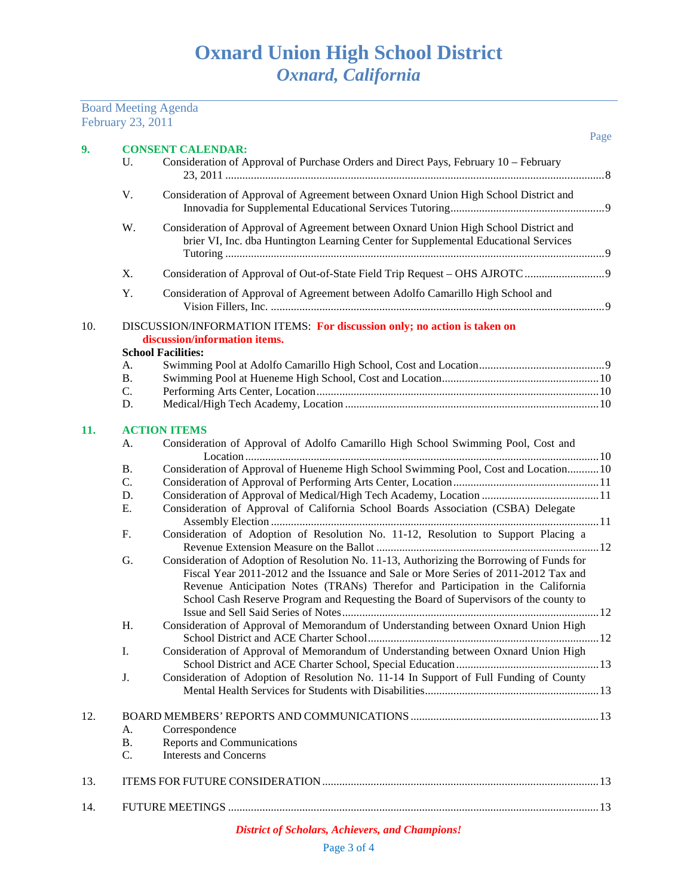# Oxnard Union High School District
## *Oxnard, California*

Board Meeting Agenda
February 23, 2011

Page

**9. CONSENT CALENDAR:**

U. Consideration of Approval of Purchase Orders and Direct Pays, February 10 – February 23, 2011 .......... 8

V. Consideration of Approval of Agreement between Oxnard Union High School District and Innovadia for Supplemental Educational Services Tutoring .......... 9

W. Consideration of Approval of Agreement between Oxnard Union High School District and brier VI, Inc. dba Huntington Learning Center for Supplemental Educational Services Tutoring .......... 9

X. Consideration of Approval of Out-of-State Field Trip Request – OHS AJROTC .......... 9

Y. Consideration of Approval of Agreement between Adolfo Camarillo High School and Vision Fillers, Inc. .......... 9

10. DISCUSSION/INFORMATION ITEMS: **For discussion only; no action is taken on discussion/information items.**

**School Facilities:**

A. Swimming Pool at Adolfo Camarillo High School, Cost and Location .......... 9
B. Swimming Pool at Hueneme High School, Cost and Location .......... 10
C. Performing Arts Center, Location .......... 10
D. Medical/High Tech Academy, Location .......... 10

**11. ACTION ITEMS**

A. Consideration of Approval of Adolfo Camarillo High School Swimming Pool, Cost and Location .......... 10
B. Consideration of Approval of Hueneme High School Swimming Pool, Cost and Location .......... 10
C. Consideration of Approval of Performing Arts Center, Location .......... 11
D. Consideration of Approval of Medical/High Tech Academy, Location .......... 11
E. Consideration of Approval of California School Boards Association (CSBA) Delegate Assembly Election .......... 11
F. Consideration of Adoption of Resolution No. 11-12, Resolution to Support Placing a Revenue Extension Measure on the Ballot .......... 12
G. Consideration of Adoption of Resolution No. 11-13, Authorizing the Borrowing of Funds for Fiscal Year 2011-2012 and the Issuance and Sale or More Series of 2011-2012 Tax and Revenue Anticipation Notes (TRANs) Therefor and Participation in the California School Cash Reserve Program and Requesting the Board of Supervisors of the county to Issue and Sell Said Series of Notes .......... 12
H. Consideration of Approval of Memorandum of Understanding between Oxnard Union High School District and ACE Charter School .......... 12
I. Consideration of Approval of Memorandum of Understanding between Oxnard Union High School District and ACE Charter School, Special Education .......... 13
J. Consideration of Adoption of Resolution No. 11-14 In Support of Full Funding of County Mental Health Services for Students with Disabilities .......... 13

12. BOARD MEMBERS' REPORTS AND COMMUNICATIONS .......... 13

A. Correspondence
B. Reports and Communications
C. Interests and Concerns

13. ITEMS FOR FUTURE CONSIDERATION .......... 13

14. FUTURE MEETINGS .......... 13

*District of Scholars, Achievers, and Champions!*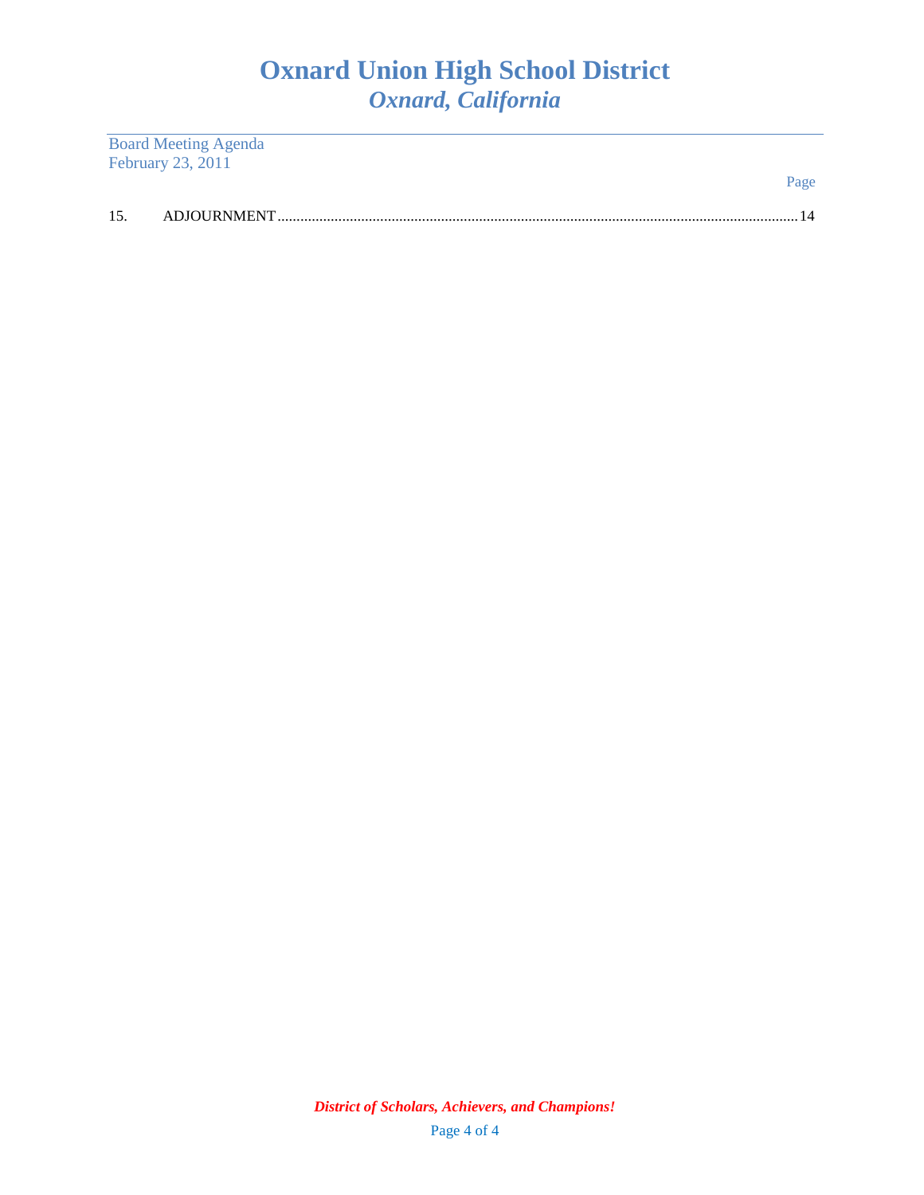Page

15. ADJOURNMENT ........................................................................................................................................ 14

*District of Scholars, Achievers, and Champions!*